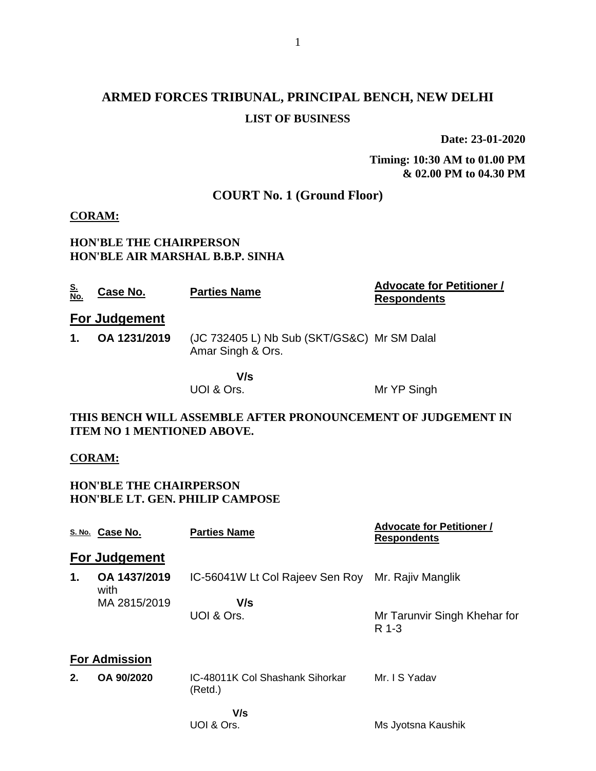# ARMED FORCES TRIBUNAL, PRINCIPAL BENCH, NEW DELHI

## LIST OF BUSINESS

**Date: 23-01-2020**

**Timing: 10:30 AM to 01.00 PM & 02.00 PM to 04.30 PM**

## COURT No. 1 (Ground Floor)

**CORAM:**

**HON'BLE THE CHAIRPERSON**
**HON'BLE AIR MARSHAL B.B.P. SINHA**

| S. No. | Case No. | Parties Name | Advocate for Petitioner / Respondents |
|---|---|---|---|
| **For Judgement** | | | |
| **1.** | **OA 1231/2019** | (JC 732405 L) Nb Sub (SKT/GS&C) Amar Singh & Ors. | Mr SM Dalal |
| | | V/s | |
| | | UOI & Ors. | Mr YP Singh |

**THIS BENCH WILL ASSEMBLE AFTER PRONOUNCEMENT OF JUDGEMENT IN ITEM NO 1 MENTIONED ABOVE.**

**CORAM:**

**HON'BLE THE CHAIRPERSON**
**HON'BLE LT. GEN. PHILIP CAMPOSE**

| S. No. | Case No. | Parties Name | Advocate for Petitioner / Respondents |
|---|---|---|---|
| **For Judgement** | | | |
| **1.** | **OA 1437/2019** with MA 2815/2019 | IC-56041W Lt Col Rajeev Sen Roy | Mr. Rajiv Manglik |
| | | V/s | |
| | | UOI & Ors. | Mr Tarunvir Singh Khehar for R 1-3 |
| **For Admission** | | | |
| **2.** | **OA 90/2020** | IC-48011K Col Shashank Sihorkar (Retd.) | Mr. I S Yadav |
| | | V/s | |
| | | UOI & Ors. | Ms Jyotsna Kaushik |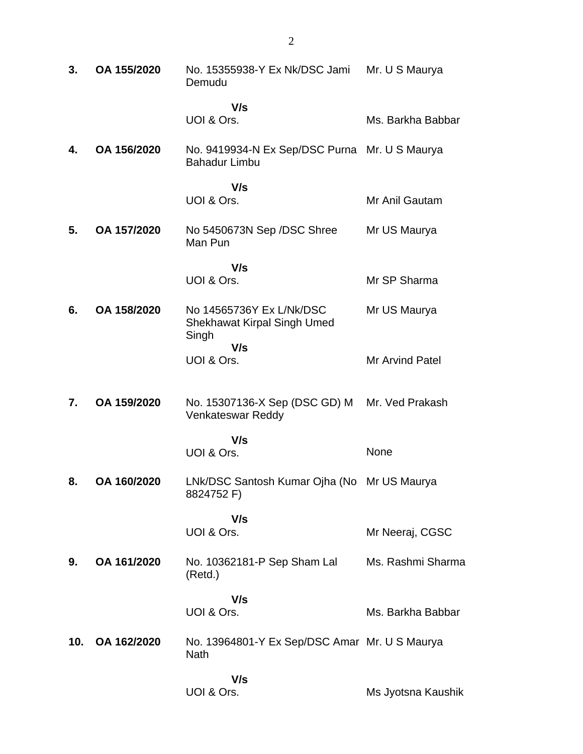| | | | |
|---|---|---|---|
| **3.** | **OA 155/2020** | No. 15355938-Y Ex Nk/DSC Jami Demudu | Mr. U S Maurya |
| | | **V/s** | |
| | | UOI & Ors. | Ms. Barkha Babbar |
| **4.** | **OA 156/2020** | No. 9419934-N Ex Sep/DSC Purna Bahadur Limbu | Mr. U S Maurya |
| | | **V/s** | |
| | | UOI & Ors. | Mr Anil Gautam |
| **5.** | **OA 157/2020** | No 5450673N Sep /DSC Shree Man Pun | Mr US Maurya |
| | | **V/s** | |
| | | UOI & Ors. | Mr SP Sharma |
| **6.** | **OA 158/2020** | No 14565736Y Ex L/Nk/DSC Shekhawat Kirpal Singh Umed Singh | Mr US Maurya |
| | | **V/s** | |
| | | UOI & Ors. | Mr Arvind Patel |
| **7.** | **OA 159/2020** | No. 15307136-X Sep (DSC GD) M Venkateswar Reddy | Mr. Ved Prakash |
| | | **V/s** | |
| | | UOI & Ors. | None |
| **8.** | **OA 160/2020** | LNk/DSC Santosh Kumar Ojha (No 8824752 F) | Mr US Maurya |
| | | **V/s** | |
| | | UOI & Ors. | Mr Neeraj, CGSC |
| **9.** | **OA 161/2020** | No. 10362181-P Sep Sham Lal (Retd.) | Ms. Rashmi Sharma |
| | | **V/s** | |
| | | UOI & Ors. | Ms. Barkha Babbar |
| **10.** | **OA 162/2020** | No. 13964801-Y Ex Sep/DSC Amar Nath | Mr. U S Maurya |
| | | **V/s** | |
| | | UOI & Ors. | Ms Jyotsna Kaushik |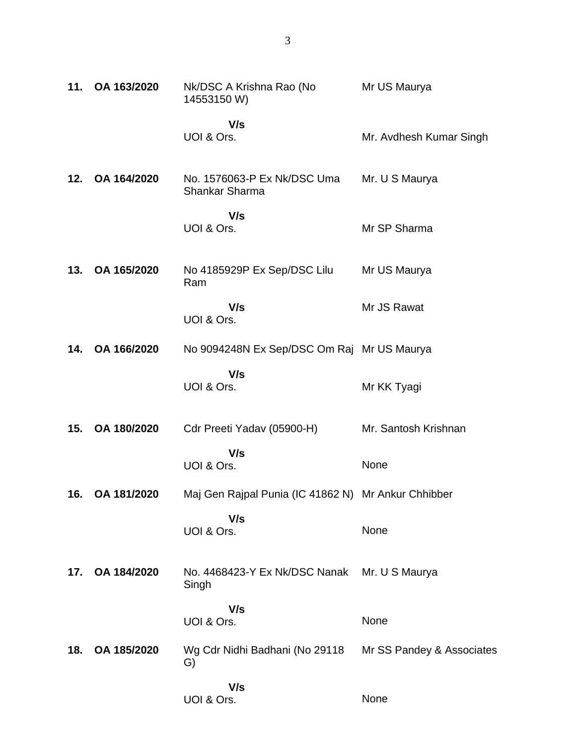| | | | |
|---|---|---|---|
| **11.** | **OA 163/2020** | Nk/DSC A Krishna Rao (No 14553150 W) | Mr US Maurya |
| | | **V/s** UOI & Ors. | Mr. Avdhesh Kumar Singh |
| **12.** | **OA 164/2020** | No. 1576063-P Ex Nk/DSC Uma Shankar Sharma | Mr. U S Maurya |
| | | **V/s** UOI & Ors. | Mr SP Sharma |
| **13.** | **OA 165/2020** | No 4185929P Ex Sep/DSC Lilu Ram | Mr US Maurya |
| | | **V/s** UOI & Ors. | Mr JS Rawat |
| **14.** | **OA 166/2020** | No 9094248N Ex Sep/DSC Om Raj | Mr US Maurya |
| | | **V/s** UOI & Ors. | Mr KK Tyagi |
| **15.** | **OA 180/2020** | Cdr Preeti Yadav (05900-H) | Mr. Santosh Krishnan |
| | | **V/s** UOI & Ors. | None |
| **16.** | **OA 181/2020** | Maj Gen Rajpal Punia (IC 41862 N) | Mr Ankur Chhibber |
| | | **V/s** UOI & Ors. | None |
| **17.** | **OA 184/2020** | No. 4468423-Y Ex Nk/DSC Nanak Singh | Mr. U S Maurya |
| | | **V/s** UOI & Ors. | None |
| **18.** | **OA 185/2020** | Wg Cdr Nidhi Badhani (No 29118 G) | Mr SS Pandey & Associates |
| | | **V/s** UOI & Ors. | None |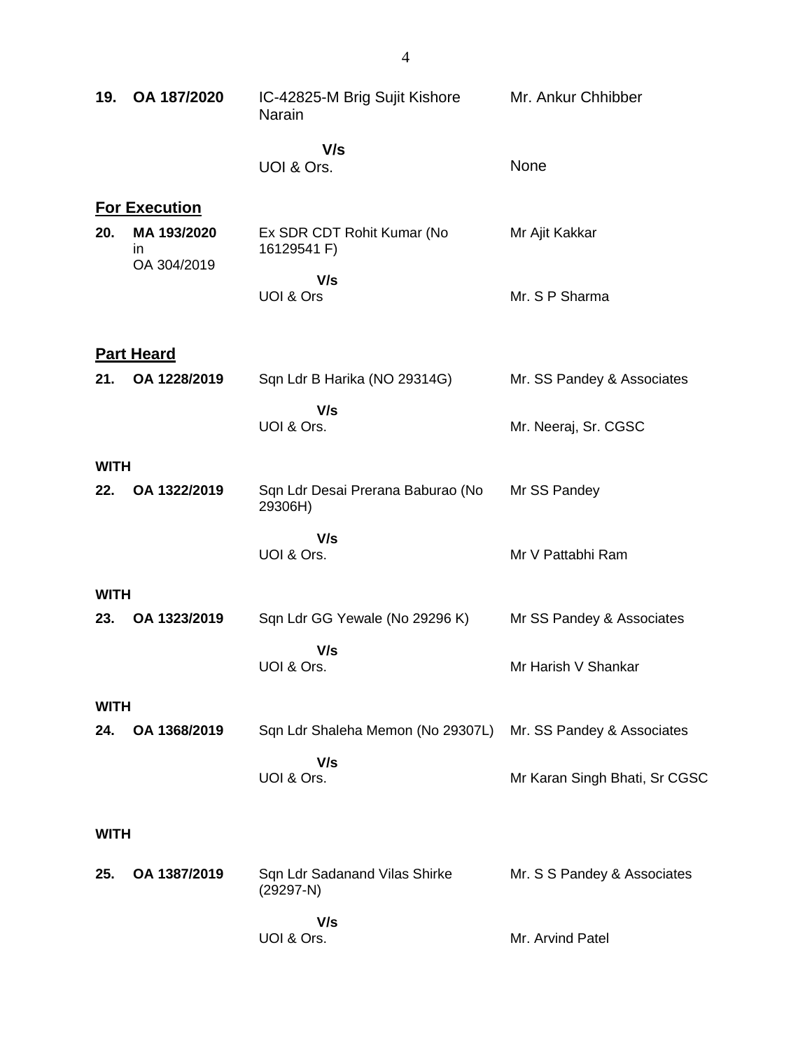| | | | |
|---|---|---|---|
| **19.** | **OA 187/2020** | IC-42825-M Brig Sujit Kishore Narain | Mr. Ankur Chhibber |
| | | **V/s** | |
| | | UOI & Ors. | None |

**For Execution**

| | | | |
|---|---|---|---|
| **20.** | **MA 193/2020** in OA 304/2019 | Ex SDR CDT Rohit Kumar (No 16129541 F) | Mr Ajit Kakkar |
| | | **V/s** | |
| | | UOI & Ors | Mr. S P Sharma |

**Part Heard**

| | | | |
|---|---|---|---|
| **21.** | **OA 1228/2019** | Sqn Ldr B Harika (NO 29314G) | Mr. SS Pandey & Associates |
| | | **V/s** | |
| | | UOI & Ors. | Mr. Neeraj, Sr. CGSC |

**WITH**

| | | | |
|---|---|---|---|
| **22.** | **OA 1322/2019** | Sqn Ldr Desai Prerana Baburao (No 29306H) | Mr SS Pandey |
| | | **V/s** | |
| | | UOI & Ors. | Mr V Pattabhi Ram |

**WITH**

| | | | |
|---|---|---|---|
| **23.** | **OA 1323/2019** | Sqn Ldr GG Yewale (No 29296 K) | Mr SS Pandey & Associates |
| | | **V/s** | |
| | | UOI & Ors. | Mr Harish V Shankar |

**WITH**

| | | | |
|---|---|---|---|
| **24.** | **OA 1368/2019** | Sqn Ldr Shaleha Memon (No 29307L) | Mr. SS Pandey & Associates |
| | | **V/s** | |
| | | UOI & Ors. | Mr Karan Singh Bhati, Sr CGSC |

**WITH**

| | | | |
|---|---|---|---|
| **25.** | **OA 1387/2019** | Sqn Ldr Sadanand Vilas Shirke (29297-N) | Mr. S S Pandey & Associates |
| | | **V/s** | |
| | | UOI & Ors. | Mr. Arvind Patel |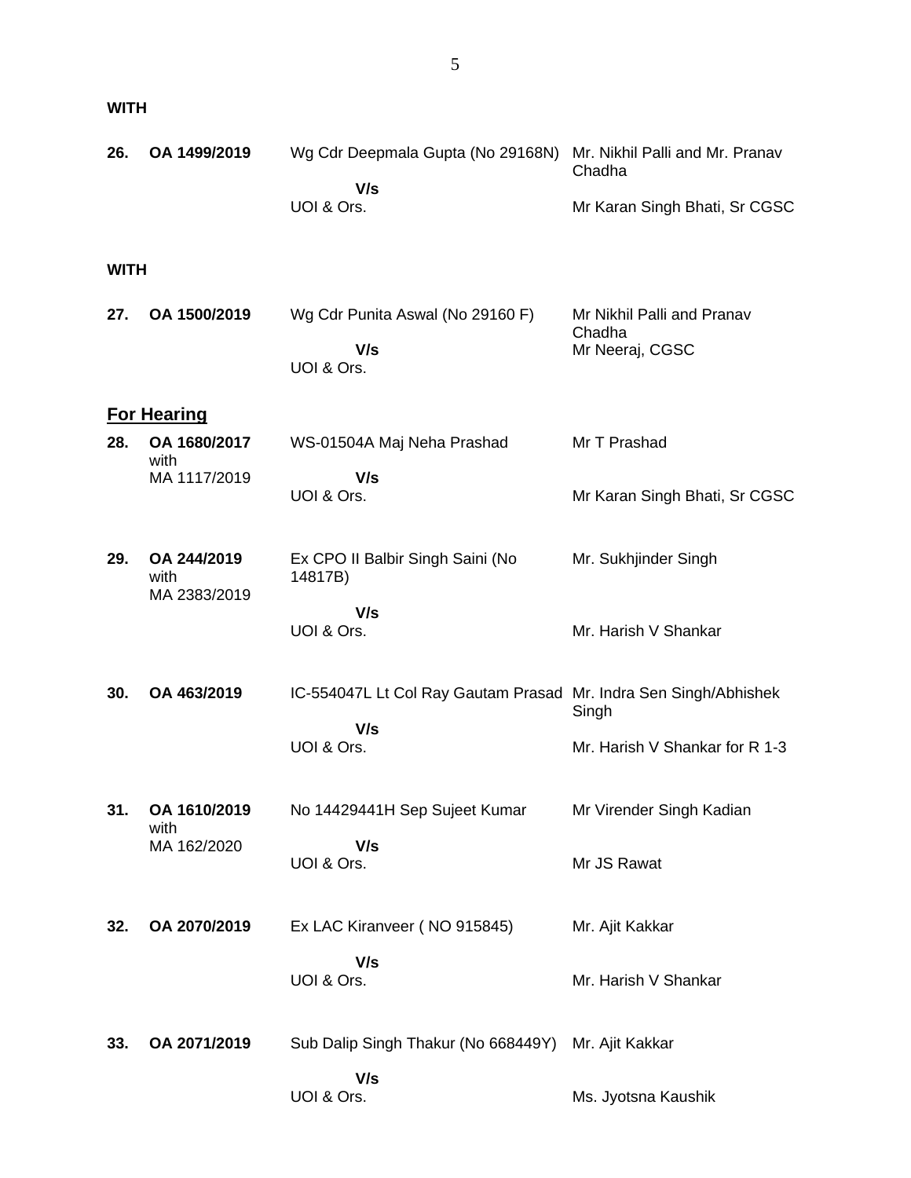**WITH**

| | | | |
|---|---|---|---|
| **26.** | **OA 1499/2019** | Wg Cdr Deepmala Gupta (No 29168N)<br>**V/s**<br>UOI & Ors. | Mr. Nikhil Palli and Mr. Pranav Chadha<br>Mr Karan Singh Bhati, Sr CGSC |

**WITH**

| | | | |
|---|---|---|---|
| **27.** | **OA 1500/2019** | Wg Cdr Punita Aswal (No 29160 F)<br>**V/s**<br>UOI & Ors. | Mr Nikhil Palli and Pranav Chadha<br>Mr Neeraj, CGSC |

## For Hearing

| | | | |
|---|---|---|---|
| **28.** | **OA 1680/2017** with MA 1117/2019 | WS-01504A Maj Neha Prashad<br>**V/s**<br>UOI & Ors. | Mr T Prashad<br>Mr Karan Singh Bhati, Sr CGSC |
| **29.** | **OA 244/2019** with MA 2383/2019 | Ex CPO II Balbir Singh Saini (No 14817B)<br>**V/s**<br>UOI & Ors. | Mr. Sukhjinder Singh<br>Mr. Harish V Shankar |
| **30.** | **OA 463/2019** | IC-554047L Lt Col Ray Gautam Prasad<br>**V/s**<br>UOI & Ors. | Mr. Indra Sen Singh/Abhishek Singh<br>Mr. Harish V Shankar for R 1-3 |
| **31.** | **OA 1610/2019** with MA 162/2020 | No 14429441H Sep Sujeet Kumar<br>**V/s**<br>UOI & Ors. | Mr Virender Singh Kadian<br>Mr JS Rawat |
| **32.** | **OA 2070/2019** | Ex LAC Kiranveer ( NO 915845)<br>**V/s**<br>UOI & Ors. | Mr. Ajit Kakkar<br>Mr. Harish V Shankar |
| **33.** | **OA 2071/2019** | Sub Dalip Singh Thakur (No 668449Y)<br>**V/s**<br>UOI & Ors. | Mr. Ajit Kakkar<br>Ms. Jyotsna Kaushik |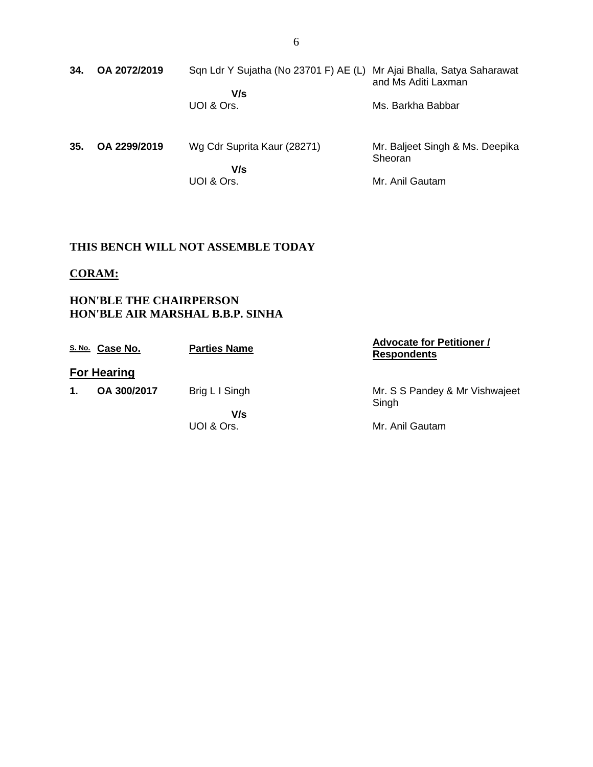| | | | |
|---|---|---|---|
| **34.** | **OA 2072/2019** | Sqn Ldr Y Sujatha (No 23701 F) AE (L)<br>**V/s**<br>UOI & Ors. | Mr Ajai Bhalla, Satya Saharawat and Ms Aditi Laxman<br><br>Ms. Barkha Babbar |
| **35.** | **OA 2299/2019** | Wg Cdr Suprita Kaur (28271)<br>**V/s**<br>UOI & Ors. | Mr. Baljeet Singh & Ms. Deepika Sheoran<br><br>Mr. Anil Gautam |

**THIS BENCH WILL NOT ASSEMBLE TODAY**

**CORAM:**

**HON'BLE THE CHAIRPERSON**
**HON'BLE AIR MARSHAL B.B.P. SINHA**

| S. No. | Case No. | Parties Name | Advocate for Petitioner / Respondents |
|---|---|---|---|
| **For Hearing** | | | |
| **1.** | **OA 300/2017** | Brig L I Singh<br>**V/s**<br>UOI & Ors. | Mr. S S Pandey & Mr Vishwajeet Singh<br><br>Mr. Anil Gautam |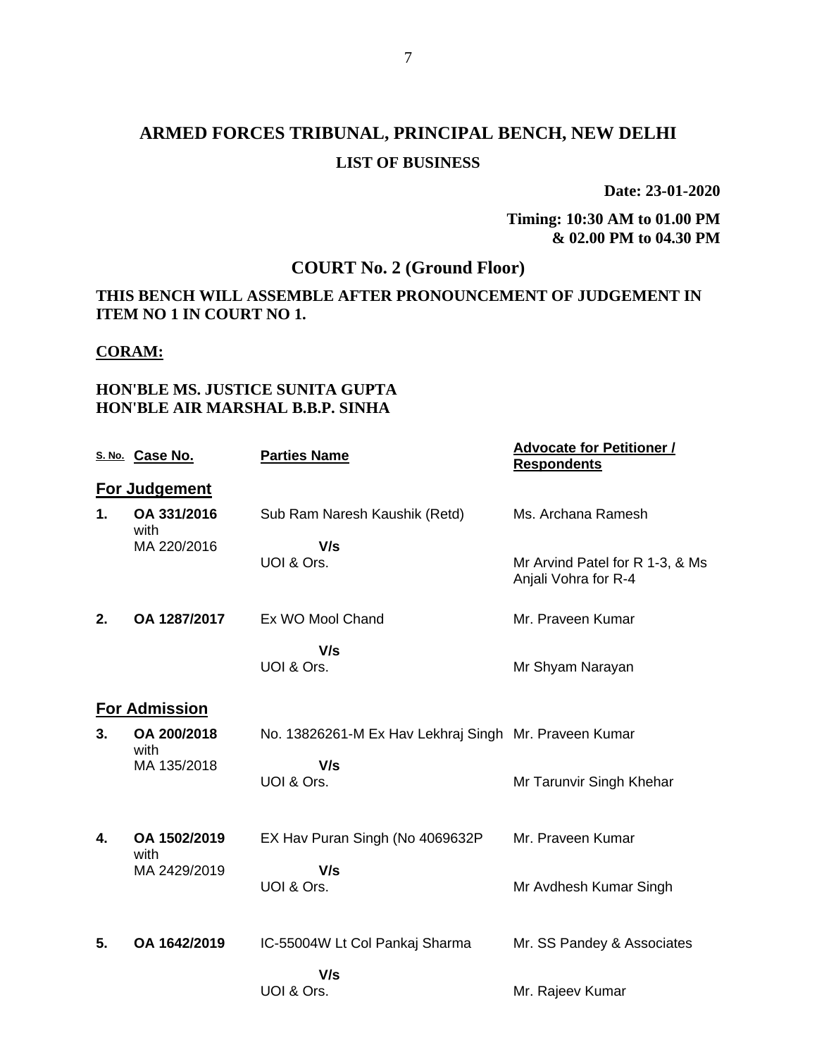# ARMED FORCES TRIBUNAL, PRINCIPAL BENCH, NEW DELHI

## LIST OF BUSINESS

**Date: 23-01-2020**

**Timing: 10:30 AM to 01.00 PM & 02.00 PM to 04.30 PM**

## COURT No. 2 (Ground Floor)

**THIS BENCH WILL ASSEMBLE AFTER PRONOUNCEMENT OF JUDGEMENT IN ITEM NO 1 IN COURT NO 1.**

**CORAM:**

**HON'BLE MS. JUSTICE SUNITA GUPTA**
**HON'BLE AIR MARSHAL B.B.P. SINHA**

| S. No. | Case No. | Parties Name | Advocate for Petitioner / Respondents |
|---|---|---|---|
| **For Judgement** | | | |
| **1.** | **OA 331/2016** with MA 220/2016 | Sub Ram Naresh Kaushik (Retd) **V/s** UOI & Ors. | Ms. Archana Ramesh<br>Mr Arvind Patel for R 1-3, & Ms Anjali Vohra for R-4 |
| **2.** | **OA 1287/2017** | Ex WO Mool Chand **V/s** UOI & Ors. | Mr. Praveen Kumar<br>Mr Shyam Narayan |
| **For Admission** | | | |
| **3.** | **OA 200/2018** with MA 135/2018 | No. 13826261-M Ex Hav Lekhraj Singh **V/s** UOI & Ors. | Mr. Praveen Kumar<br>Mr Tarunvir Singh Khehar |
| **4.** | **OA 1502/2019** with MA 2429/2019 | EX Hav Puran Singh (No 4069632P **V/s** UOI & Ors. | Mr. Praveen Kumar<br>Mr Avdhesh Kumar Singh |
| **5.** | **OA 1642/2019** | IC-55004W Lt Col Pankaj Sharma **V/s** UOI & Ors. | Mr. SS Pandey & Associates<br>Mr. Rajeev Kumar |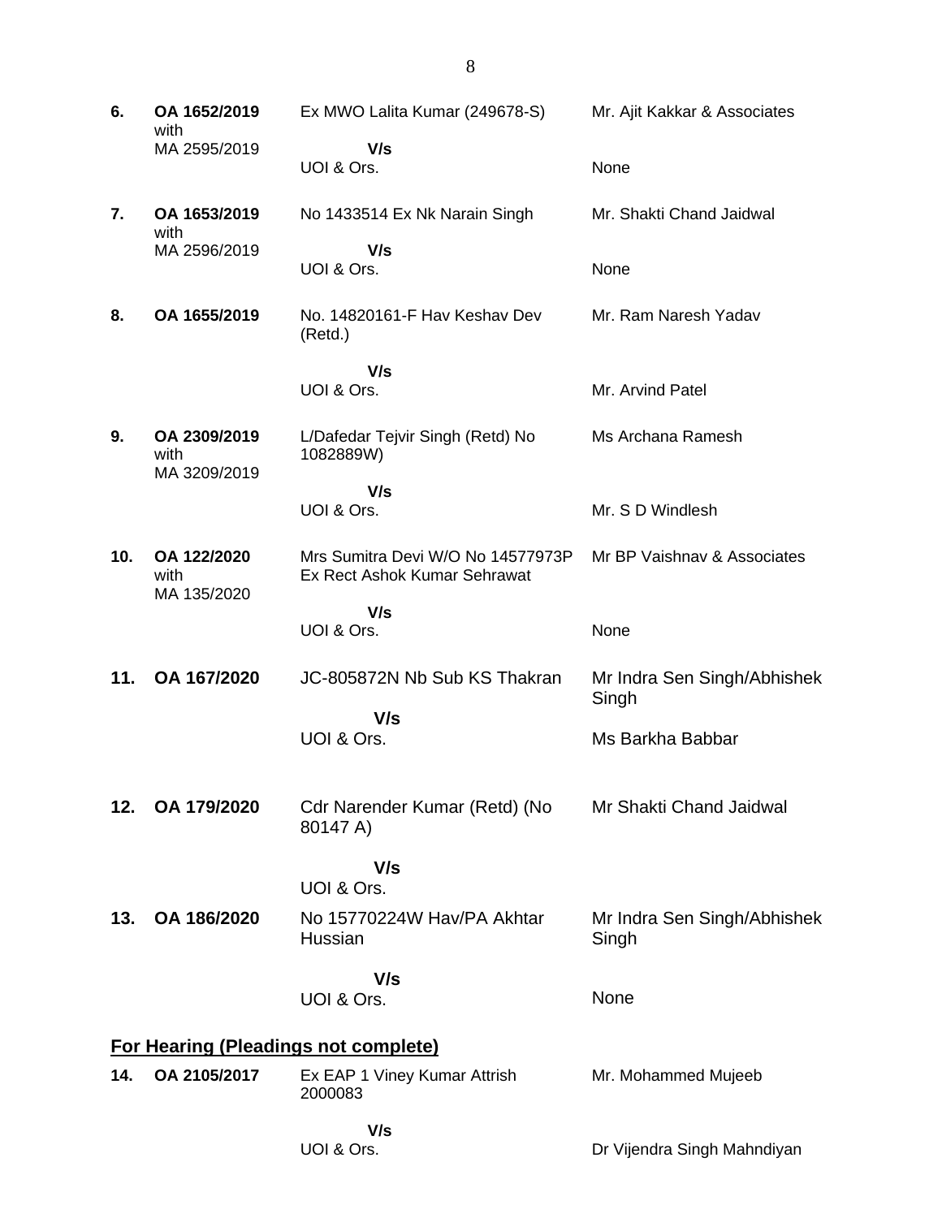| | | | |
|---|---|---|---|
| **6.** | **OA 1652/2019** with MA 2595/2019 | Ex MWO Lalita Kumar (249678-S) | Mr. Ajit Kakkar & Associates |
| | | **V/s** UOI & Ors. | None |
| **7.** | **OA 1653/2019** with MA 2596/2019 | No 1433514 Ex Nk Narain Singh | Mr. Shakti Chand Jaidwal |
| | | **V/s** UOI & Ors. | None |
| **8.** | **OA 1655/2019** | No. 14820161-F Hav Keshav Dev (Retd.) | Mr. Ram Naresh Yadav |
| | | **V/s** UOI & Ors. | Mr. Arvind Patel |
| **9.** | **OA 2309/2019** with MA 3209/2019 | L/Dafedar Tejvir Singh (Retd) No 1082889W) | Ms Archana Ramesh |
| | | **V/s** UOI & Ors. | Mr. S D Windlesh |
| **10.** | **OA 122/2020** with MA 135/2020 | Mrs Sumitra Devi W/O No 14577973P Ex Rect Ashok Kumar Sehrawat | Mr BP Vaishnav & Associates |
| | | **V/s** UOI & Ors. | None |
| **11.** | **OA 167/2020** | JC-805872N Nb Sub KS Thakran | Mr Indra Sen Singh/Abhishek Singh |
| | | **V/s** UOI & Ors. | Ms Barkha Babbar |
| **12.** | **OA 179/2020** | Cdr Narender Kumar (Retd) (No 80147 A) | Mr Shakti Chand Jaidwal |
| | | **V/s** UOI & Ors. | |
| **13.** | **OA 186/2020** | No 15770224W Hav/PA Akhtar Hussian | Mr Indra Sen Singh/Abhishek Singh |
| | | **V/s** UOI & Ors. | None |

**<u>For Hearing (Pleadings not complete)</u>**

| | | | |
|---|---|---|---|
| **14.** | **OA 2105/2017** | Ex EAP 1 Viney Kumar Attrish 2000083 | Mr. Mohammed Mujeeb |
| | | **V/s** UOI & Ors. | Dr Vijendra Singh Mahndiyan |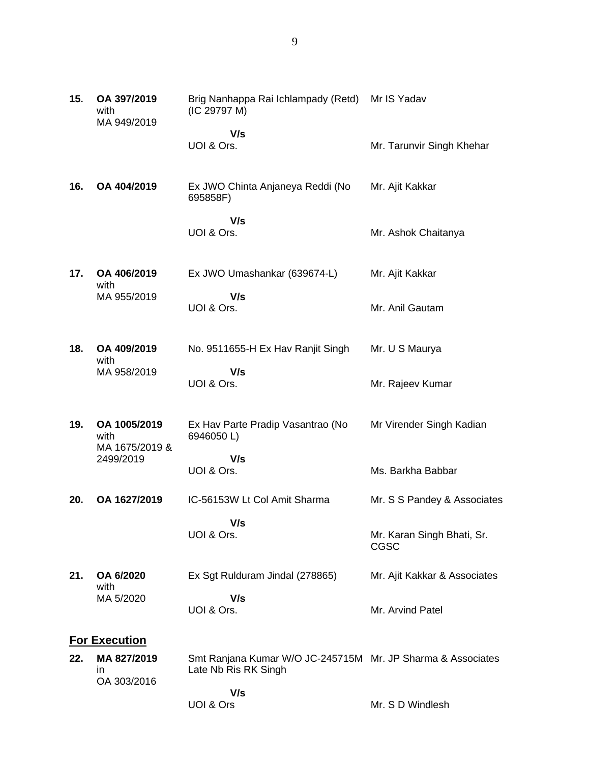| | | | |
|---|---|---|---|
| **15.** | **OA 397/2019** with MA 949/2019 | Brig Nanhappa Rai Ichlampady (Retd) (IC 29797 M)<br><br>**V/s**<br>UOI & Ors. | Mr IS Yadav<br><br><br>Mr. Tarunvir Singh Khehar |
| **16.** | **OA 404/2019** | Ex JWO Chinta Anjaneya Reddi (No 695858F)<br><br>**V/s**<br>UOI & Ors. | Mr. Ajit Kakkar<br><br><br>Mr. Ashok Chaitanya |
| **17.** | **OA 406/2019** with MA 955/2019 | Ex JWO Umashankar (639674-L)<br><br>**V/s**<br>UOI & Ors. | Mr. Ajit Kakkar<br><br>Mr. Anil Gautam |
| **18.** | **OA 409/2019** with MA 958/2019 | No. 9511655-H Ex Hav Ranjit Singh<br><br>**V/s**<br>UOI & Ors. | Mr. U S Maurya<br><br>Mr. Rajeev Kumar |
| **19.** | **OA 1005/2019** with MA 1675/2019 & 2499/2019 | Ex Hav Parte Pradip Vasantrao (No 6946050 L)<br><br>**V/s**<br>UOI & Ors. | Mr Virender Singh Kadian<br><br><br>Ms. Barkha Babbar |
| **20.** | **OA 1627/2019** | IC-56153W Lt Col Amit Sharma<br><br>**V/s**<br>UOI & Ors. | Mr. S S Pandey & Associates<br><br><br>Mr. Karan Singh Bhati, Sr. CGSC |
| **21.** | **OA 6/2020** with MA 5/2020 | Ex Sgt Rulduram Jindal (278865)<br><br>**V/s**<br>UOI & Ors. | Mr. Ajit Kakkar & Associates<br><br>Mr. Arvind Patel |

## For Execution

| | | | |
|---|---|---|---|
| **22.** | **MA 827/2019** in OA 303/2016 | Smt Ranjana Kumar W/O JC-245715M Late Nb Ris RK Singh<br><br>**V/s**<br>UOI & Ors | Mr. JP Sharma & Associates<br><br><br>Mr. S D Windlesh |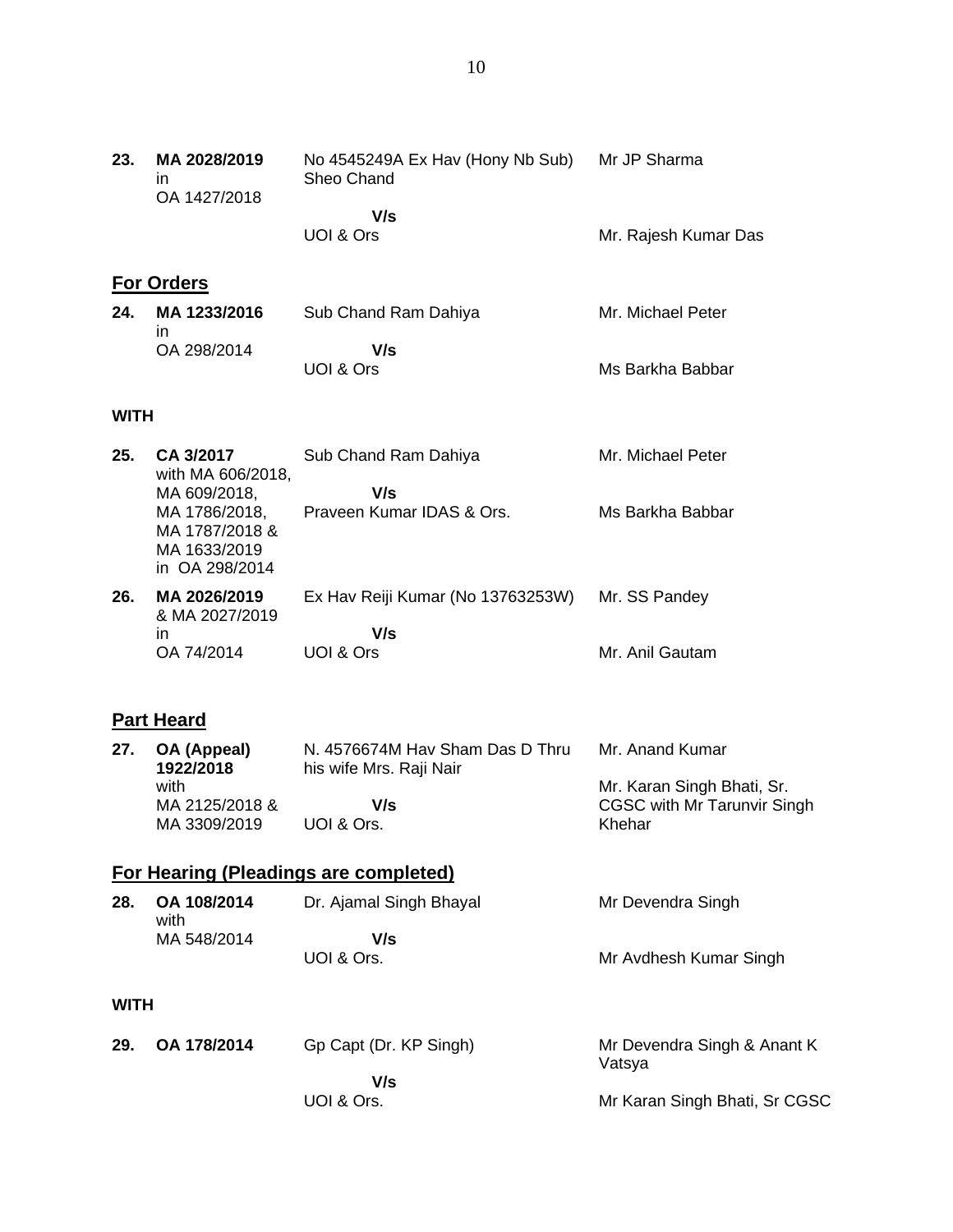| | | | |
|---|---|---|---|
| **23.** | **MA 2028/2019** in OA 1427/2018 | No 4545249A Ex Hav (Hony Nb Sub) Sheo Chand<br>**V/s**<br>UOI & Ors | Mr JP Sharma<br><br>Mr. Rajesh Kumar Das |

## For Orders

| | | | |
|---|---|---|---|
| **24.** | **MA 1233/2016** in OA 298/2014 | Sub Chand Ram Dahiya<br>**V/s**<br>UOI & Ors | Mr. Michael Peter<br><br>Ms Barkha Babbar |

**WITH**

| | | | |
|---|---|---|---|
| **25.** | **CA 3/2017** with MA 606/2018, MA 609/2018, MA 1786/2018, MA 1787/2018 & MA 1633/2019 in OA 298/2014 | Sub Chand Ram Dahiya<br>**V/s**<br>Praveen Kumar IDAS & Ors. | Mr. Michael Peter<br><br>Ms Barkha Babbar |
| **26.** | **MA 2026/2019** & MA 2027/2019 in OA 74/2014 | Ex Hav Reiji Kumar (No 13763253W)<br>**V/s**<br>UOI & Ors | Mr. SS Pandey<br><br>Mr. Anil Gautam |

## Part Heard

| | | | |
|---|---|---|---|
| **27.** | **OA (Appeal) 1922/2018** with MA 2125/2018 & MA 3309/2019 | N. 4576674M Hav Sham Das D Thru his wife Mrs. Raji Nair<br>**V/s**<br>UOI & Ors. | Mr. Anand Kumar<br><br>Mr. Karan Singh Bhati, Sr. CGSC with Mr Tarunvir Singh Khehar |

## For Hearing (Pleadings are completed)

| | | | |
|---|---|---|---|
| **28.** | **OA 108/2014** with MA 548/2014 | Dr. Ajamal Singh Bhayal<br>**V/s**<br>UOI & Ors. | Mr Devendra Singh<br><br>Mr Avdhesh Kumar Singh |

**WITH**

| | | | |
|---|---|---|---|
| **29.** | **OA 178/2014** | Gp Capt (Dr. KP Singh)<br>**V/s**<br>UOI & Ors. | Mr Devendra Singh & Anant K Vatsya<br><br>Mr Karan Singh Bhati, Sr CGSC |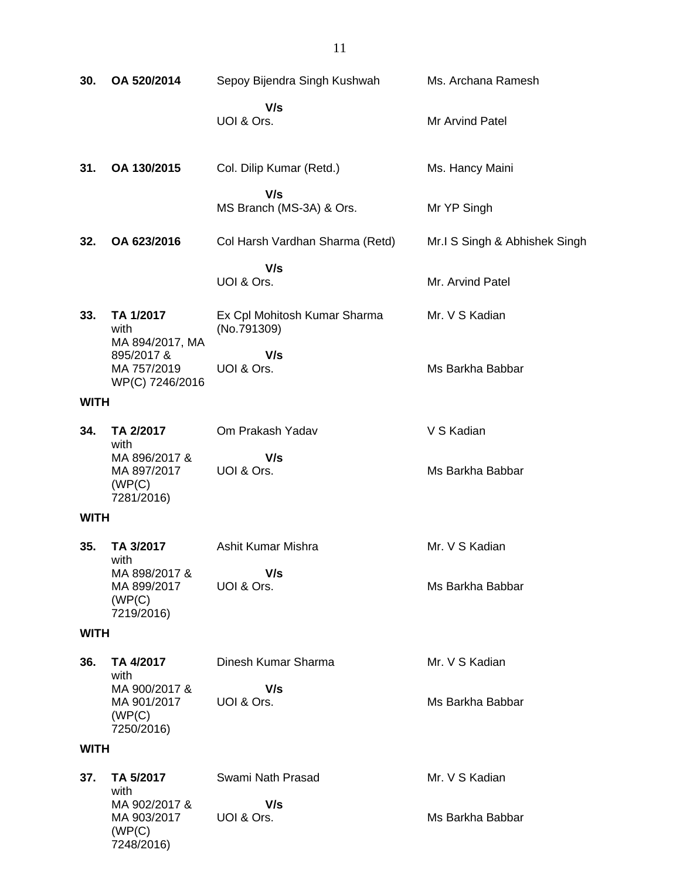| | | | |
|---|---|---|---|
| **30.** | **OA 520/2014** | Sepoy Bijendra Singh Kushwah | Ms. Archana Ramesh |
| | | **V/s** | |
| | | UOI & Ors. | Mr Arvind Patel |
| **31.** | **OA 130/2015** | Col. Dilip Kumar (Retd.) | Ms. Hancy Maini |
| | | **V/s** | |
| | | MS Branch (MS-3A) & Ors. | Mr YP Singh |
| **32.** | **OA 623/2016** | Col Harsh Vardhan Sharma (Retd) | Mr.I S Singh & Abhishek Singh |
| | | **V/s** | |
| | | UOI & Ors. | Mr. Arvind Patel |
| **33.** | **TA 1/2017** with MA 894/2017, MA 895/2017 & MA 757/2019 WP(C) 7246/2016 | Ex Cpl Mohitosh Kumar Sharma (No.791309) | Mr. V S Kadian |
| | | **V/s** | |
| | | UOI & Ors. | Ms Barkha Babbar |
| **WITH** | | | |
| **34.** | **TA 2/2017** with MA 896/2017 & MA 897/2017 (WP(C) 7281/2016) | Om Prakash Yadav | V S Kadian |
| | | **V/s** | |
| | | UOI & Ors. | Ms Barkha Babbar |
| **WITH** | | | |
| **35.** | **TA 3/2017** with MA 898/2017 & MA 899/2017 (WP(C) 7219/2016) | Ashit Kumar Mishra | Mr. V S Kadian |
| | | **V/s** | |
| | | UOI & Ors. | Ms Barkha Babbar |
| **WITH** | | | |
| **36.** | **TA 4/2017** with MA 900/2017 & MA 901/2017 (WP(C) 7250/2016) | Dinesh Kumar Sharma | Mr. V S Kadian |
| | | **V/s** | |
| | | UOI & Ors. | Ms Barkha Babbar |
| **WITH** | | | |
| **37.** | **TA 5/2017** with MA 902/2017 & MA 903/2017 (WP(C) 7248/2016) | Swami Nath Prasad | Mr. V S Kadian |
| | | **V/s** | |
| | | UOI & Ors. | Ms Barkha Babbar |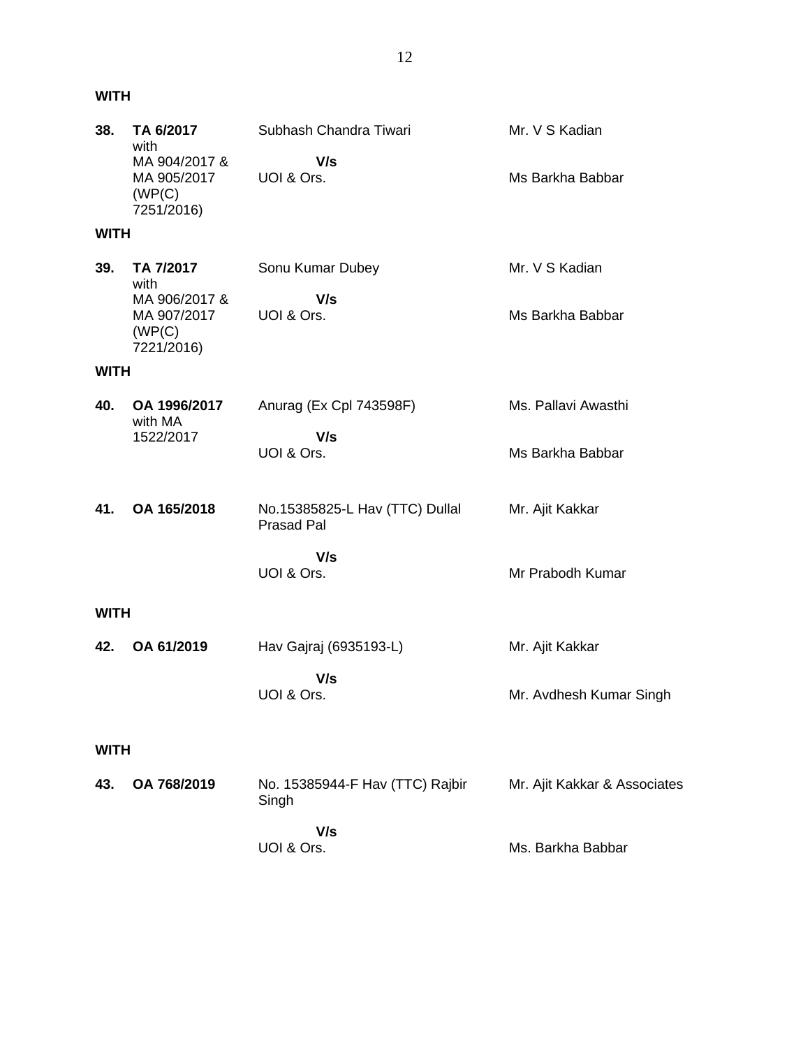**WITH**

| | | | |
|---|---|---|---|
| **38.** | **TA 6/2017** with MA 904/2017 & MA 905/2017 (WP(C) 7251/2016) | Subhash Chandra Tiwari **V/s** UOI & Ors. | Mr. V S Kadian Ms Barkha Babbar |

**WITH**

| | | | |
|---|---|---|---|
| **39.** | **TA 7/2017** with MA 906/2017 & MA 907/2017 (WP(C) 7221/2016) | Sonu Kumar Dubey **V/s** UOI & Ors. | Mr. V S Kadian Ms Barkha Babbar |

**WITH**

| | | | |
|---|---|---|---|
| **40.** | **OA 1996/2017** with MA 1522/2017 | Anurag (Ex Cpl 743598F) **V/s** UOI & Ors. | Ms. Pallavi Awasthi Ms Barkha Babbar |
| **41.** | **OA 165/2018** | No.15385825-L Hav (TTC) Dullal Prasad Pal **V/s** UOI & Ors. | Mr. Ajit Kakkar Mr Prabodh Kumar |

**WITH**

| | | | |
|---|---|---|---|
| **42.** | **OA 61/2019** | Hav Gajraj (6935193-L) **V/s** UOI & Ors. | Mr. Ajit Kakkar Mr. Avdhesh Kumar Singh |

**WITH**

| | | | |
|---|---|---|---|
| **43.** | **OA 768/2019** | No. 15385944-F Hav (TTC) Rajbir Singh **V/s** UOI & Ors. | Mr. Ajit Kakkar & Associates Ms. Barkha Babbar |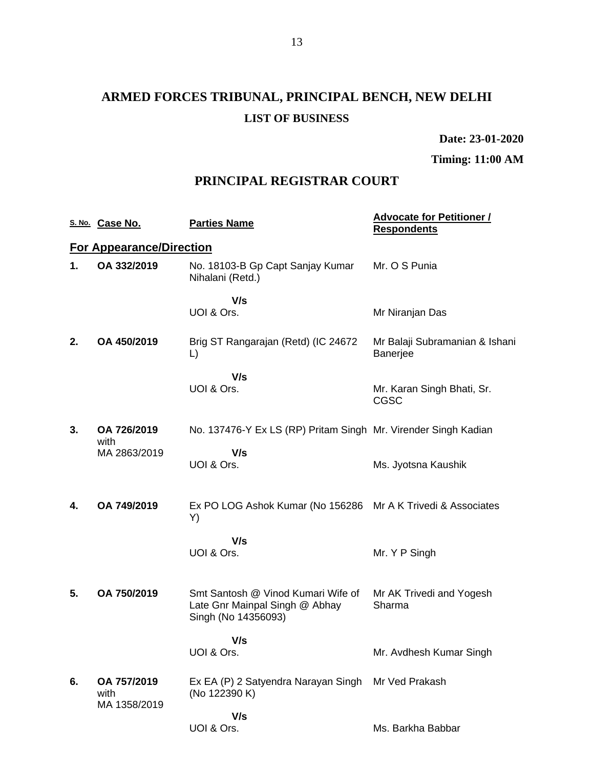# ARMED FORCES TRIBUNAL, PRINCIPAL BENCH, NEW DELHI

## LIST OF BUSINESS

**Date: 23-01-2020**

**Timing: 11:00 AM**

## PRINCIPAL REGISTRAR COURT

| S. No. | Case No. | Parties Name | Advocate for Petitioner / Respondents |
|---|---|---|---|
| **For Appearance/Direction** | | | |
| **1.** | **OA 332/2019** | No. 18103-B Gp Capt Sanjay Kumar Nihalani (Retd.) | Mr. O S Punia |
| | | **V/s** | |
| | | UOI & Ors. | Mr Niranjan Das |
| **2.** | **OA 450/2019** | Brig ST Rangarajan (Retd) (IC 24672 L) | Mr Balaji Subramanian & Ishani Banerjee |
| | | **V/s** | |
| | | UOI & Ors. | Mr. Karan Singh Bhati, Sr. CGSC |
| **3.** | **OA 726/2019** with MA 2863/2019 | No. 137476-Y Ex LS (RP) Pritam Singh | Mr. Virender Singh Kadian |
| | | **V/s** | |
| | | UOI & Ors. | Ms. Jyotsna Kaushik |
| **4.** | **OA 749/2019** | Ex PO LOG Ashok Kumar (No 156286 Y) | Mr A K Trivedi & Associates |
| | | **V/s** | |
| | | UOI & Ors. | Mr. Y P Singh |
| **5.** | **OA 750/2019** | Smt Santosh @ Vinod Kumari Wife of Late Gnr Mainpal Singh @ Abhay Singh (No 14356093) | Mr AK Trivedi and Yogesh Sharma |
| | | **V/s** | |
| | | UOI & Ors. | Mr. Avdhesh Kumar Singh |
| **6.** | **OA 757/2019** with MA 1358/2019 | Ex EA (P) 2 Satyendra Narayan Singh (No 122390 K) | Mr Ved Prakash |
| | | **V/s** | |
| | | UOI & Ors. | Ms. Barkha Babbar |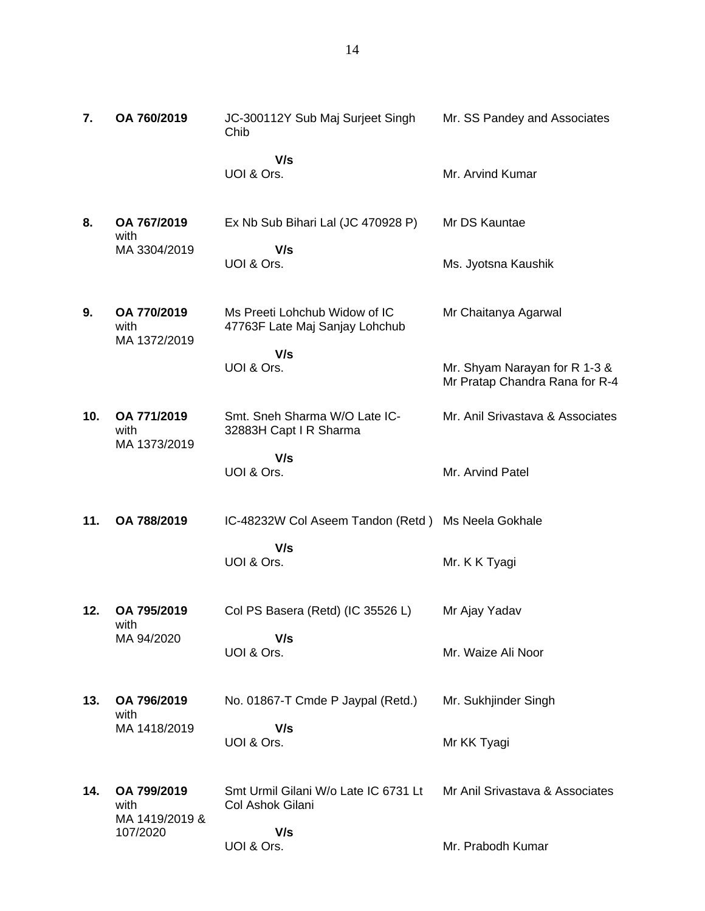| | | | |
|---|---|---|---|
| **7.** | **OA 760/2019** | JC-300112Y Sub Maj Surjeet Singh Chib<br><br>**V/s**<br>UOI & Ors. | Mr. SS Pandey and Associates<br><br><br>Mr. Arvind Kumar |
| **8.** | **OA 767/2019** with MA 3304/2019 | Ex Nb Sub Bihari Lal (JC 470928 P)<br><br>**V/s**<br>UOI & Ors. | Mr DS Kauntae<br><br><br>Ms. Jyotsna Kaushik |
| **9.** | **OA 770/2019** with MA 1372/2019 | Ms Preeti Lohchub Widow of IC 47763F Late Maj Sanjay Lohchub<br><br>**V/s**<br>UOI & Ors. | Mr Chaitanya Agarwal<br><br><br>Mr. Shyam Narayan for R 1-3 & Mr Pratap Chandra Rana for R-4 |
| **10.** | **OA 771/2019** with MA 1373/2019 | Smt. Sneh Sharma W/O Late IC-32883H Capt I R Sharma<br><br>**V/s**<br>UOI & Ors. | Mr. Anil Srivastava & Associates<br><br><br>Mr. Arvind Patel |
| **11.** | **OA 788/2019** | IC-48232W Col Aseem Tandon (Retd )<br><br>**V/s**<br>UOI & Ors. | Ms Neela Gokhale<br><br><br>Mr. K K Tyagi |
| **12.** | **OA 795/2019** with MA 94/2020 | Col PS Basera (Retd) (IC 35526 L)<br><br>**V/s**<br>UOI & Ors. | Mr Ajay Yadav<br><br><br>Mr. Waize Ali Noor |
| **13.** | **OA 796/2019** with MA 1418/2019 | No. 01867-T Cmde P Jaypal (Retd.)<br><br>**V/s**<br>UOI & Ors. | Mr. Sukhjinder Singh<br><br><br>Mr KK Tyagi |
| **14.** | **OA 799/2019** with MA 1419/2019 & 107/2020 | Smt Urmil Gilani W/o Late IC 6731 Lt Col Ashok Gilani<br><br>**V/s**<br>UOI & Ors. | Mr Anil Srivastava & Associates<br><br><br>Mr. Prabodh Kumar |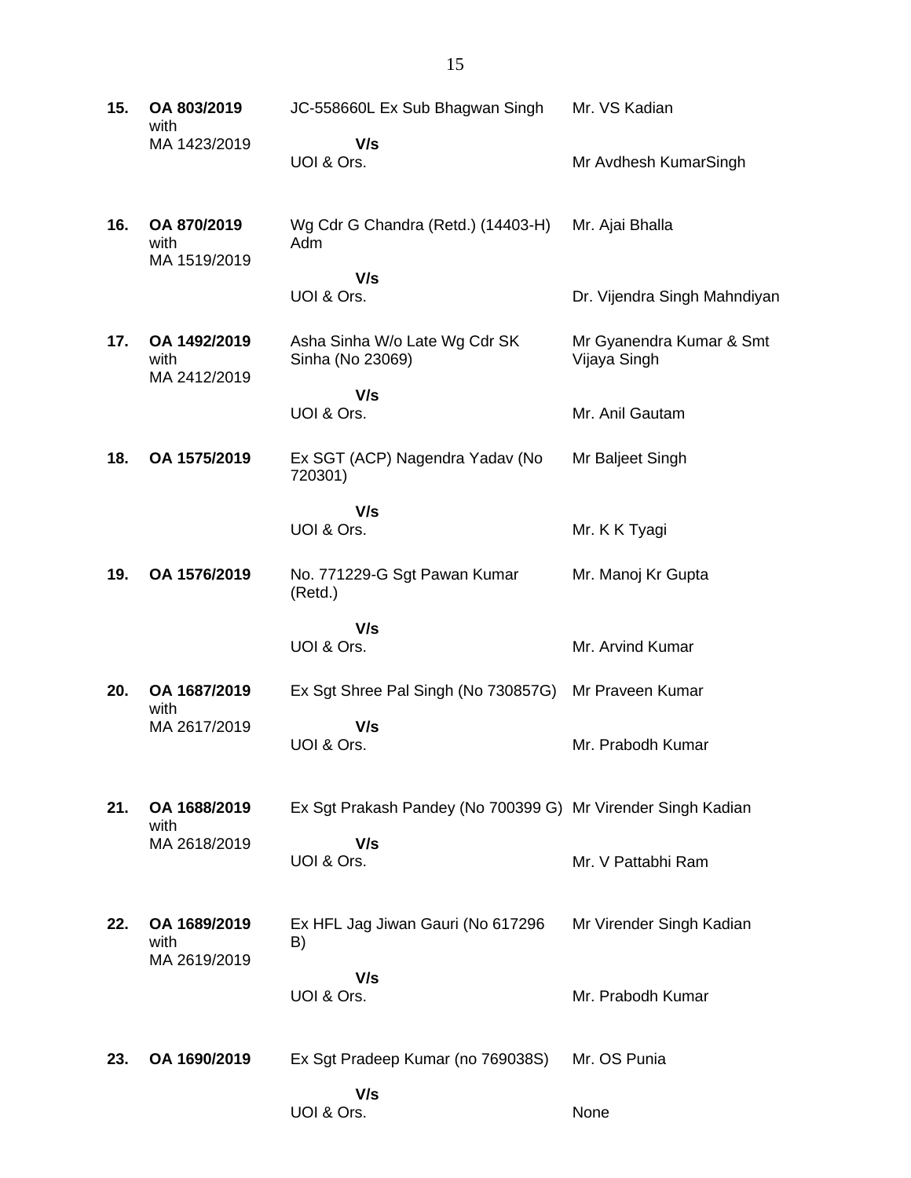| | | | |
|---|---|---|---|
| **15.** | **OA 803/2019** with MA 1423/2019 | JC-558660L Ex Sub Bhagwan Singh<br>**V/s**<br>UOI & Ors. | Mr. VS Kadian<br><br>Mr Avdhesh KumarSingh |
| **16.** | **OA 870/2019** with MA 1519/2019 | Wg Cdr G Chandra (Retd.) (14403-H) Adm<br>**V/s**<br>UOI & Ors. | Mr. Ajai Bhalla<br><br>Dr. Vijendra Singh Mahndiyan |
| **17.** | **OA 1492/2019** with MA 2412/2019 | Asha Sinha W/o Late Wg Cdr SK Sinha (No 23069)<br>**V/s**<br>UOI & Ors. | Mr Gyanendra Kumar & Smt Vijaya Singh<br><br>Mr. Anil Gautam |
| **18.** | **OA 1575/2019** | Ex SGT (ACP) Nagendra Yadav (No 720301)<br>**V/s**<br>UOI & Ors. | Mr Baljeet Singh<br><br>Mr. K K Tyagi |
| **19.** | **OA 1576/2019** | No. 771229-G Sgt Pawan Kumar (Retd.)<br>**V/s**<br>UOI & Ors. | Mr. Manoj Kr Gupta<br><br>Mr. Arvind Kumar |
| **20.** | **OA 1687/2019** with MA 2617/2019 | Ex Sgt Shree Pal Singh (No 730857G)<br>**V/s**<br>UOI & Ors. | Mr Praveen Kumar<br><br>Mr. Prabodh Kumar |
| **21.** | **OA 1688/2019** with MA 2618/2019 | Ex Sgt Prakash Pandey (No 700399 G)<br>**V/s**<br>UOI & Ors. | Mr Virender Singh Kadian<br><br>Mr. V Pattabhi Ram |
| **22.** | **OA 1689/2019** with MA 2619/2019 | Ex HFL Jag Jiwan Gauri (No 617296 B)<br>**V/s**<br>UOI & Ors. | Mr Virender Singh Kadian<br><br>Mr. Prabodh Kumar |
| **23.** | **OA 1690/2019** | Ex Sgt Pradeep Kumar (no 769038S)<br>**V/s**<br>UOI & Ors. | Mr. OS Punia<br><br>None |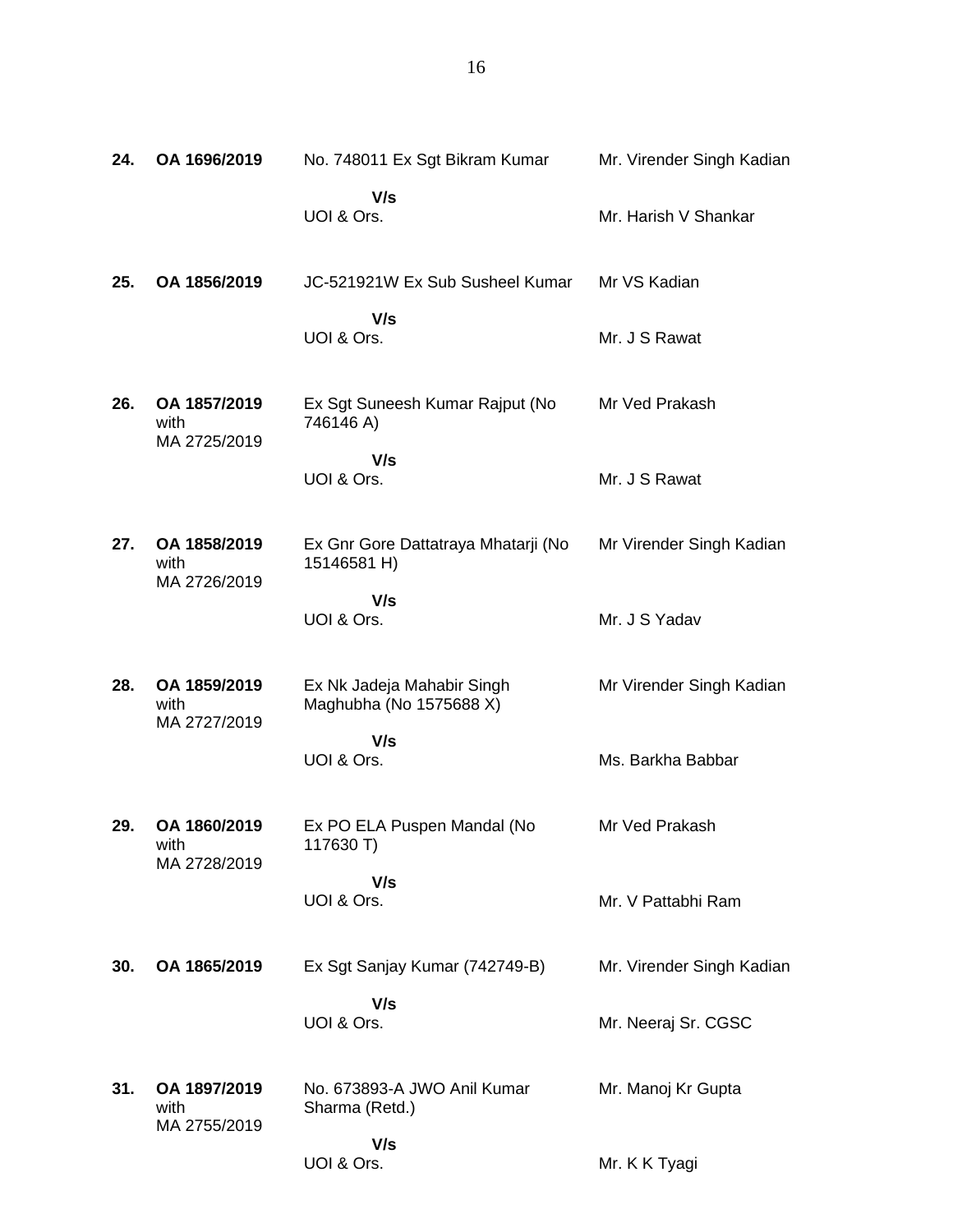| | | | |
|---|---|---|---|
| **24.** | **OA 1696/2019** | No. 748011 Ex Sgt Bikram Kumar<br><br>**V/s**<br>UOI & Ors. | Mr. Virender Singh Kadian<br><br>Mr. Harish V Shankar |
| **25.** | **OA 1856/2019** | JC-521921W Ex Sub Susheel Kumar<br><br>**V/s**<br>UOI & Ors. | Mr VS Kadian<br><br>Mr. J S Rawat |
| **26.** | **OA 1857/2019** with MA 2725/2019 | Ex Sgt Suneesh Kumar Rajput (No 746146 A)<br><br>**V/s**<br>UOI & Ors. | Mr Ved Prakash<br><br>Mr. J S Rawat |
| **27.** | **OA 1858/2019** with MA 2726/2019 | Ex Gnr Gore Dattatraya Mhatarji (No 15146581 H)<br><br>**V/s**<br>UOI & Ors. | Mr Virender Singh Kadian<br><br>Mr. J S Yadav |
| **28.** | **OA 1859/2019** with MA 2727/2019 | Ex Nk Jadeja Mahabir Singh Maghubha (No 1575688 X)<br><br>**V/s**<br>UOI & Ors. | Mr Virender Singh Kadian<br><br>Ms. Barkha Babbar |
| **29.** | **OA 1860/2019** with MA 2728/2019 | Ex PO ELA Puspen Mandal (No 117630 T)<br><br>**V/s**<br>UOI & Ors. | Mr Ved Prakash<br><br>Mr. V Pattabhi Ram |
| **30.** | **OA 1865/2019** | Ex Sgt Sanjay Kumar (742749-B)<br><br>**V/s**<br>UOI & Ors. | Mr. Virender Singh Kadian<br><br>Mr. Neeraj Sr. CGSC |
| **31.** | **OA 1897/2019** with MA 2755/2019 | No. 673893-A JWO Anil Kumar Sharma (Retd.)<br><br>**V/s**<br>UOI & Ors. | Mr. Manoj Kr Gupta<br><br>Mr. K K Tyagi |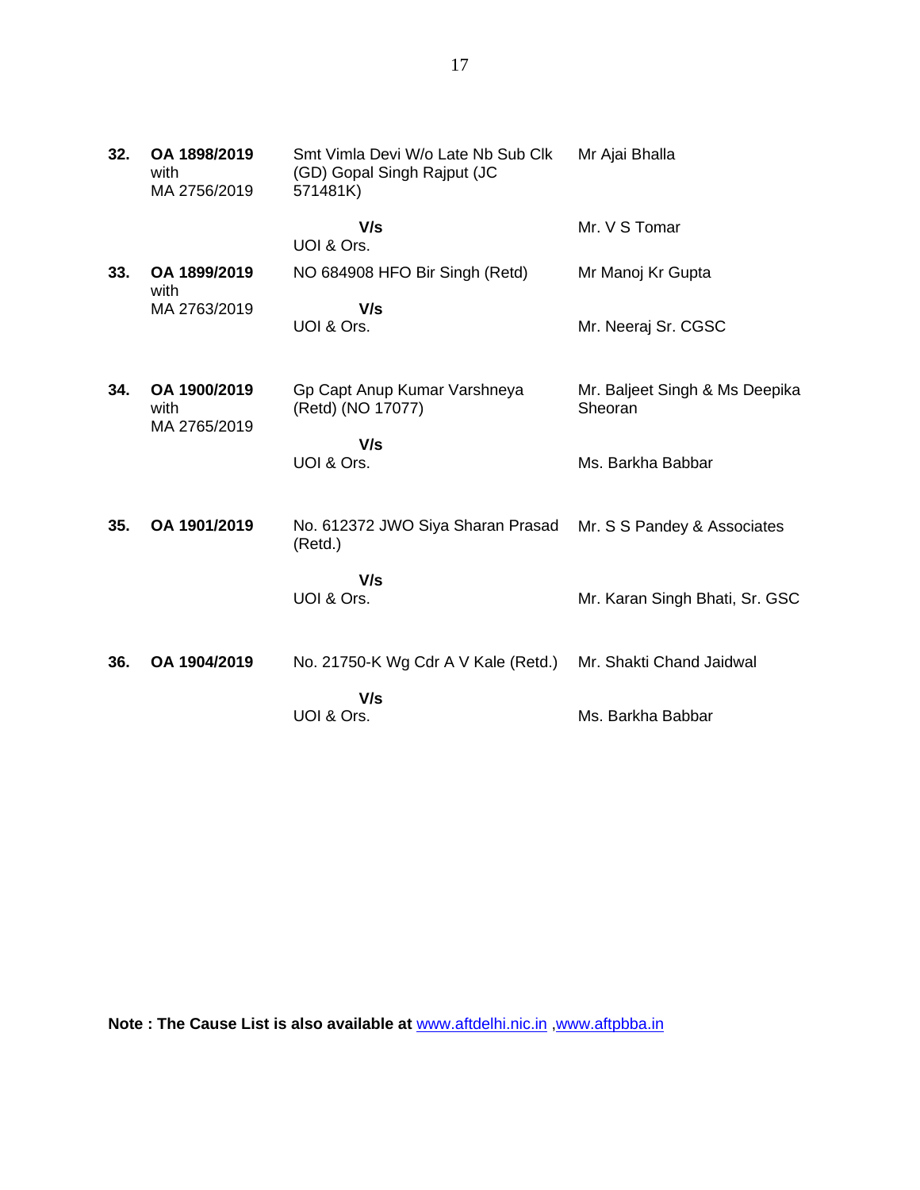| | | | |
|---|---|---|---|
| **32.** | **OA 1898/2019** with MA 2756/2019 | Smt Vimla Devi W/o Late Nb Sub Clk (GD) Gopal Singh Rajput (JC 571481K)<br><br>**V/s**<br>UOI & Ors. | Mr Ajai Bhalla<br><br>Mr. V S Tomar |
| **33.** | **OA 1899/2019** with MA 2763/2019 | NO 684908 HFO Bir Singh (Retd)<br><br>**V/s**<br>UOI & Ors. | Mr Manoj Kr Gupta<br><br>Mr. Neeraj Sr. CGSC |
| **34.** | **OA 1900/2019** with MA 2765/2019 | Gp Capt Anup Kumar Varshneya (Retd) (NO 17077)<br><br>**V/s**<br>UOI & Ors. | Mr. Baljeet Singh & Ms Deepika Sheoran<br><br>Ms. Barkha Babbar |
| **35.** | **OA 1901/2019** | No. 612372 JWO Siya Sharan Prasad (Retd.)<br><br>**V/s**<br>UOI & Ors. | Mr. S S Pandey & Associates<br><br>Mr. Karan Singh Bhati, Sr. GSC |
| **36.** | **OA 1904/2019** | No. 21750-K Wg Cdr A V Kale (Retd.)<br><br>**V/s**<br>UOI & Ors. | Mr. Shakti Chand Jaidwal<br><br>Ms. Barkha Babbar |

**Note : The Cause List is also available at** www.aftdelhi.nic.in ,www.aftpbba.in